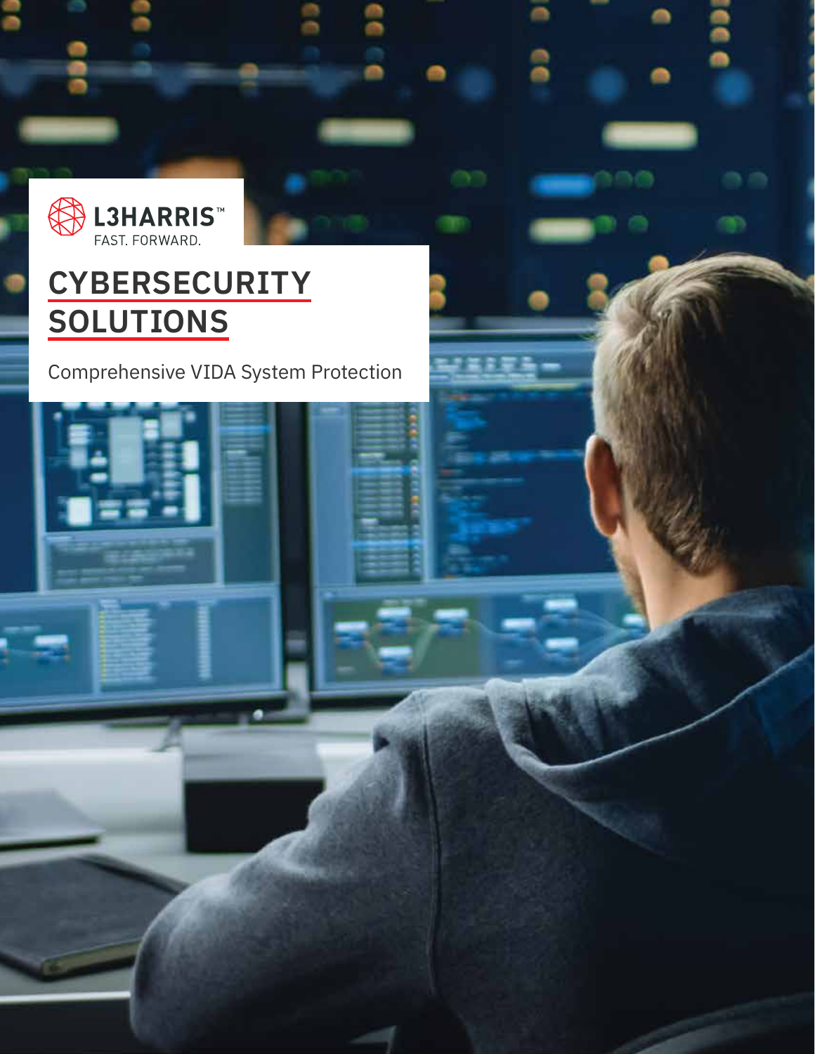L3HARRIS™
FAST. FORWARD.

# CYBERSECURITY SOLUTIONS

Comprehensive VIDA System Protection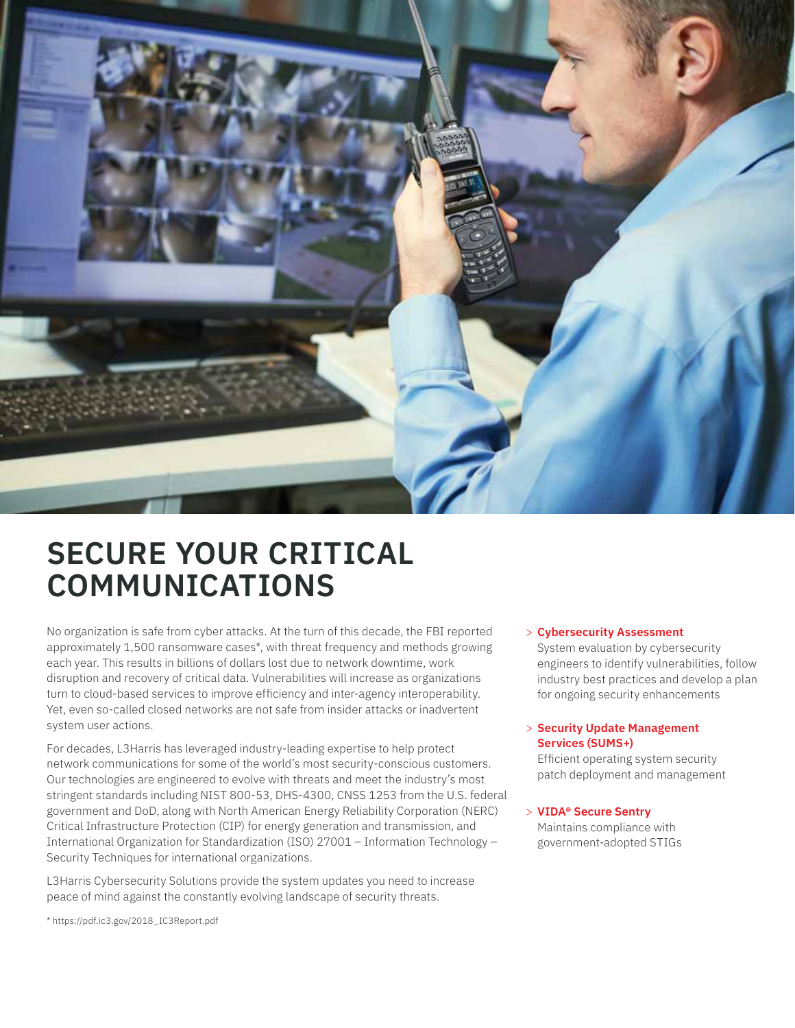# SECURE YOUR CRITICAL COMMUNICATIONS

No organization is safe from cyber attacks. At the turn of this decade, the FBI reported approximately 1,500 ransomware cases*, with threat frequency and methods growing each year. This results in billions of dollars lost due to network downtime, work disruption and recovery of critical data. Vulnerabilities will increase as organizations turn to cloud-based services to improve efficiency and inter-agency interoperability. Yet, even so-called closed networks are not safe from insider attacks or inadvertent system user actions.

For decades, L3Harris has leveraged industry-leading expertise to help protect network communications for some of the world's most security-conscious customers. Our technologies are engineered to evolve with threats and meet the industry's most stringent standards including NIST 800-53, DHS-4300, CNSS 1253 from the U.S. federal government and DoD, along with North American Energy Reliability Corporation (NERC) Critical Infrastructure Protection (CIP) for energy generation and transmission, and International Organization for Standardization (ISO) 27001 – Information Technology – Security Techniques for international organizations.

L3Harris Cybersecurity Solutions provide the system updates you need to increase peace of mind against the constantly evolving landscape of security threats.

\* https://pdf.ic3.gov/2018_IC3Report.pdf

> **Cybersecurity Assessment**
> System evaluation by cybersecurity engineers to identify vulnerabilities, follow industry best practices and develop a plan for ongoing security enhancements

> **Security Update Management Services (SUMS+)**
> Efficient operating system security patch deployment and management

> **VIDA® Secure Sentry**
> Maintains compliance with government-adopted STIGs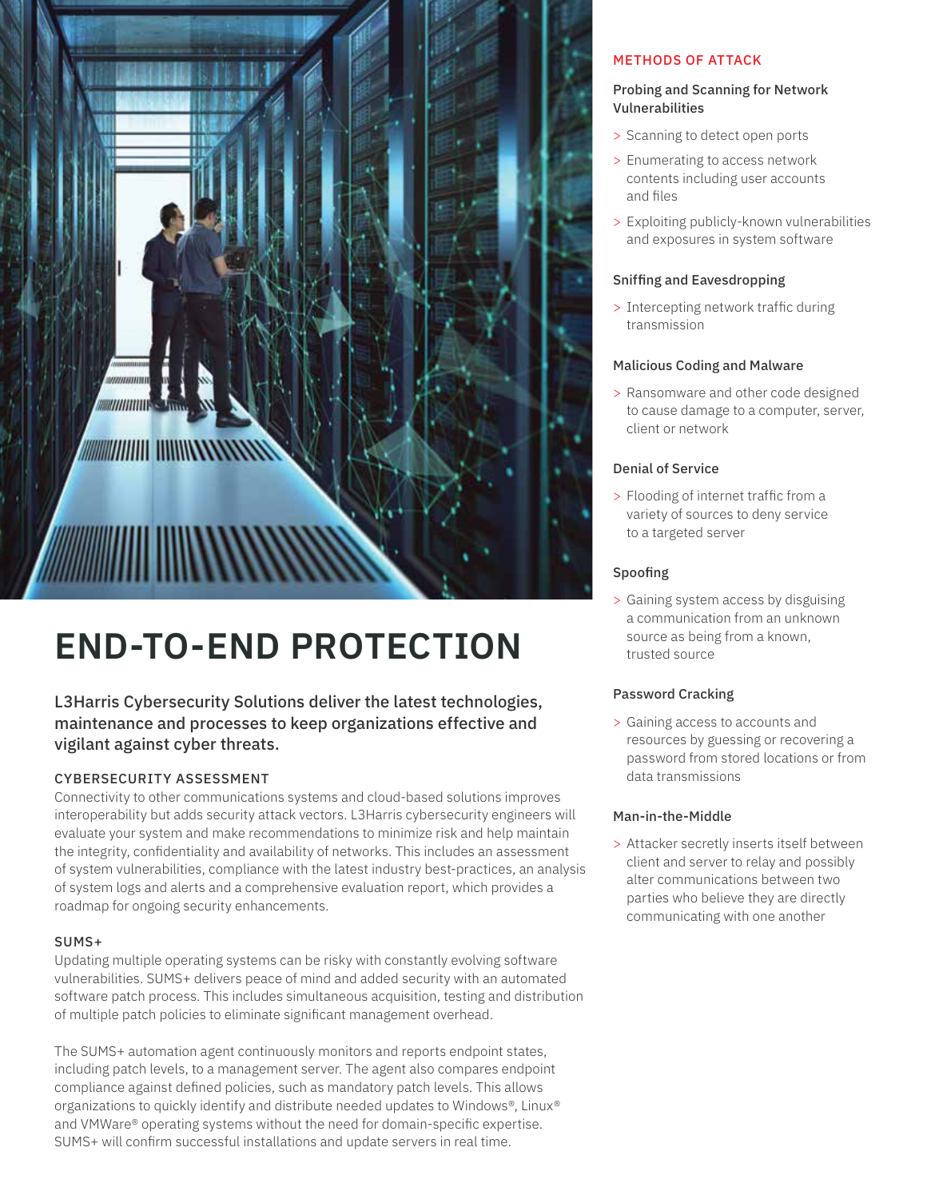# END-TO-END PROTECTION

**L3Harris Cybersecurity Solutions deliver the latest technologies, maintenance and processes to keep organizations effective and vigilant against cyber threats.**

### CYBERSECURITY ASSESSMENT

Connectivity to other communications systems and cloud-based solutions improves interoperability but adds security attack vectors. L3Harris cybersecurity engineers will evaluate your system and make recommendations to minimize risk and help maintain the integrity, confidentiality and availability of networks. This includes an assessment of system vulnerabilities, compliance with the latest industry best-practices, an analysis of system logs and alerts and a comprehensive evaluation report, which provides a roadmap for ongoing security enhancements.

### SUMS+

Updating multiple operating systems can be risky with constantly evolving software vulnerabilities. SUMS+ delivers peace of mind and added security with an automated software patch process. This includes simultaneous acquisition, testing and distribution of multiple patch policies to eliminate significant management overhead.

The SUMS+ automation agent continuously monitors and reports endpoint states, including patch levels, to a management server. The agent also compares endpoint compliance against defined policies, such as mandatory patch levels. This allows organizations to quickly identify and distribute needed updates to Windows®, Linux® and VMWare® operating systems without the need for domain-specific expertise. SUMS+ will confirm successful installations and update servers in real time.

## METHODS OF ATTACK

### Probing and Scanning for Network Vulnerabilities

- Scanning to detect open ports
- Enumerating to access network contents including user accounts and files
- Exploiting publicly-known vulnerabilities and exposures in system software

### Sniffing and Eavesdropping

- Intercepting network traffic during transmission

### Malicious Coding and Malware

- Ransomware and other code designed to cause damage to a computer, server, client or network

### Denial of Service

- Flooding of internet traffic from a variety of sources to deny service to a targeted server

### Spoofing

- Gaining system access by disguising a communication from an unknown source as being from a known, trusted source

### Password Cracking

- Gaining access to accounts and resources by guessing or recovering a password from stored locations or from data transmissions

### Man-in-the-Middle

- Attacker secretly inserts itself between client and server to relay and possibly alter communications between two parties who believe they are directly communicating with one another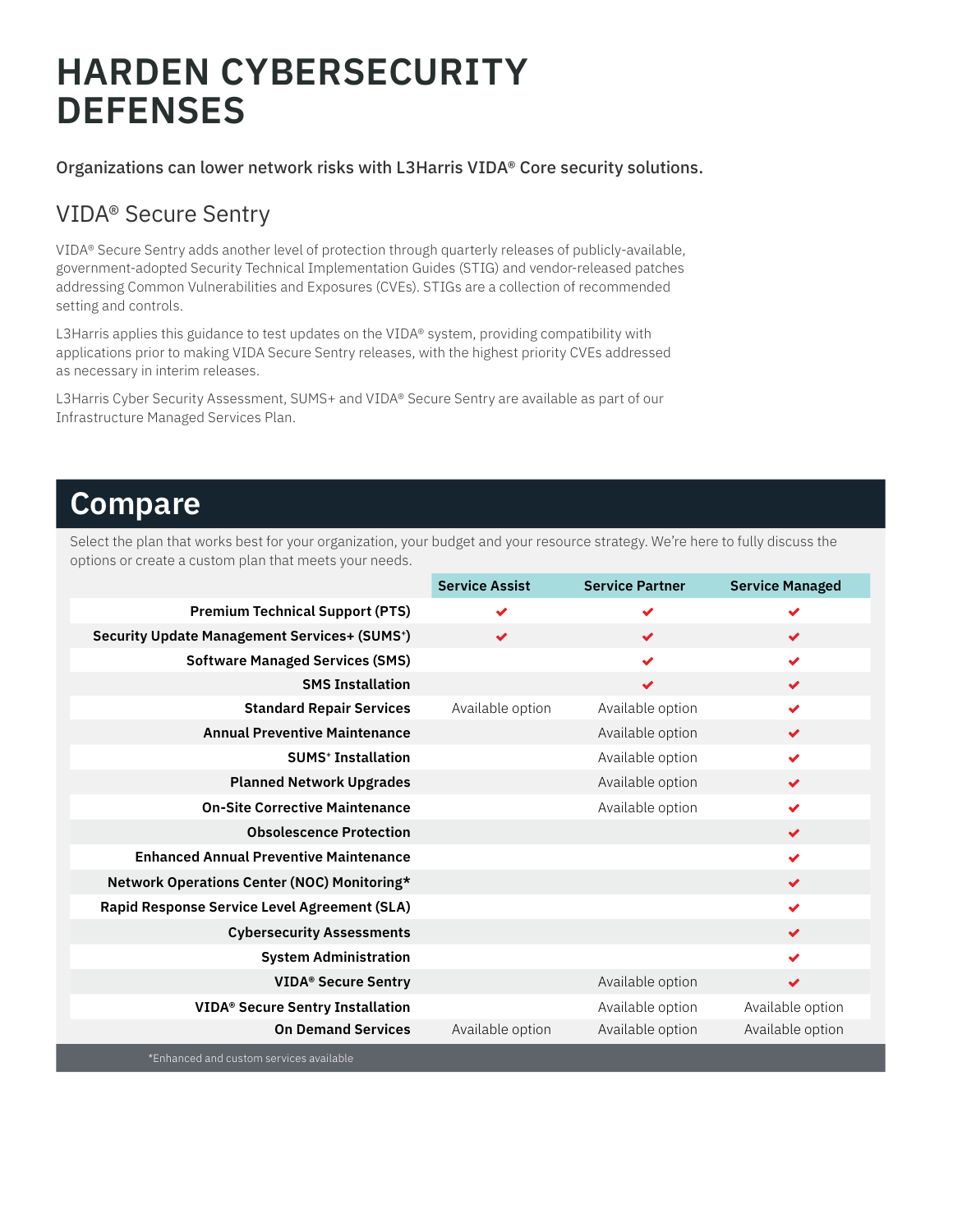# HARDEN CYBERSECURITY DEFENSES

**Organizations can lower network risks with L3Harris VIDA® Core security solutions.**

## VIDA® Secure Sentry

VIDA® Secure Sentry adds another level of protection through quarterly releases of publicly-available, government-adopted Security Technical Implementation Guides (STIG) and vendor-released patches addressing Common Vulnerabilities and Exposures (CVEs). STIGs are a collection of recommended setting and controls.

L3Harris applies this guidance to test updates on the VIDA® system, providing compatibility with applications prior to making VIDA Secure Sentry releases, with the highest priority CVEs addressed as necessary in interim releases.

L3Harris Cyber Security Assessment, SUMS+ and VIDA® Secure Sentry are available as part of our Infrastructure Managed Services Plan.

## Compare

Select the plan that works best for your organization, your budget and your resource strategy. We're here to fully discuss the options or create a custom plan that meets your needs.

| | Service Assist | Service Partner | Service Managed |
|---|---|---|---|
| **Premium Technical Support (PTS)** | ✔ | ✔ | ✔ |
| **Security Update Management Services+ (SUMS+)** | ✔ | ✔ | ✔ |
| **Software Managed Services (SMS)** | | ✔ | ✔ |
| **SMS Installation** | | ✔ | ✔ |
| **Standard Repair Services** | Available option | Available option | ✔ |
| **Annual Preventive Maintenance** | | Available option | ✔ |
| **SUMS+ Installation** | | Available option | ✔ |
| **Planned Network Upgrades** | | Available option | ✔ |
| **On-Site Corrective Maintenance** | | Available option | ✔ |
| **Obsolescence Protection** | | | ✔ |
| **Enhanced Annual Preventive Maintenance** | | | ✔ |
| **Network Operations Center (NOC) Monitoring*** | | | ✔ |
| **Rapid Response Service Level Agreement (SLA)** | | | ✔ |
| **Cybersecurity Assessments** | | | ✔ |
| **System Administration** | | | ✔ |
| **VIDA® Secure Sentry** | | Available option | ✔ |
| **VIDA® Secure Sentry Installation** | | Available option | Available option |
| **On Demand Services** | Available option | Available option | Available option |

*Enhanced and custom services available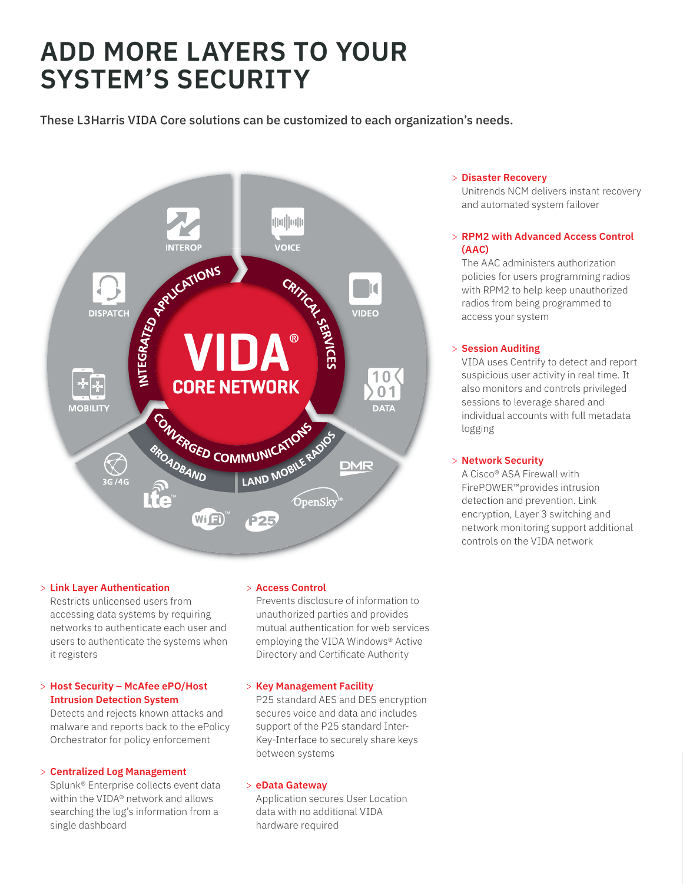# ADD MORE LAYERS TO YOUR SYSTEM'S SECURITY

These L3Harris VIDA Core solutions can be customized to each organization's needs.

> **Disaster Recovery**
> Unitrends NCM delivers instant recovery and automated system failover

> **RPM2 with Advanced Access Control (AAC)**
> The AAC administers authorization policies for users programming radios with RPM2 to help keep unauthorized radios from being programmed to access your system

> **Session Auditing**
> VIDA uses Centrify to detect and report suspicious user activity in real time. It also monitors and controls privileged sessions to leverage shared and individual accounts with full metadata logging

> **Network Security**
> A Cisco® ASA Firewall with FirePOWER™provides intrusion detection and prevention. Link encryption, Layer 3 switching and network monitoring support additional controls on the VIDA network

> **Link Layer Authentication**
> Restricts unlicensed users from accessing data systems by requiring networks to authenticate each user and users to authenticate the systems when it registers

> **Host Security – McAfee ePO/Host Intrusion Detection System**
> Detects and rejects known attacks and malware and reports back to the ePolicy Orchestrator for policy enforcement

> **Centralized Log Management**
> Splunk® Enterprise collects event data within the VIDA® network and allows searching the log's information from a single dashboard

> **Access Control**
> Prevents disclosure of information to unauthorized parties and provides mutual authentication for web services employing the VIDA Windows® Active Directory and Certificate Authority

> **Key Management Facility**
> P25 standard AES and DES encryption secures voice and data and includes support of the P25 standard Inter-Key-Interface to securely share keys between systems

> **eData Gateway**
> Application secures User Location data with no additional VIDA hardware required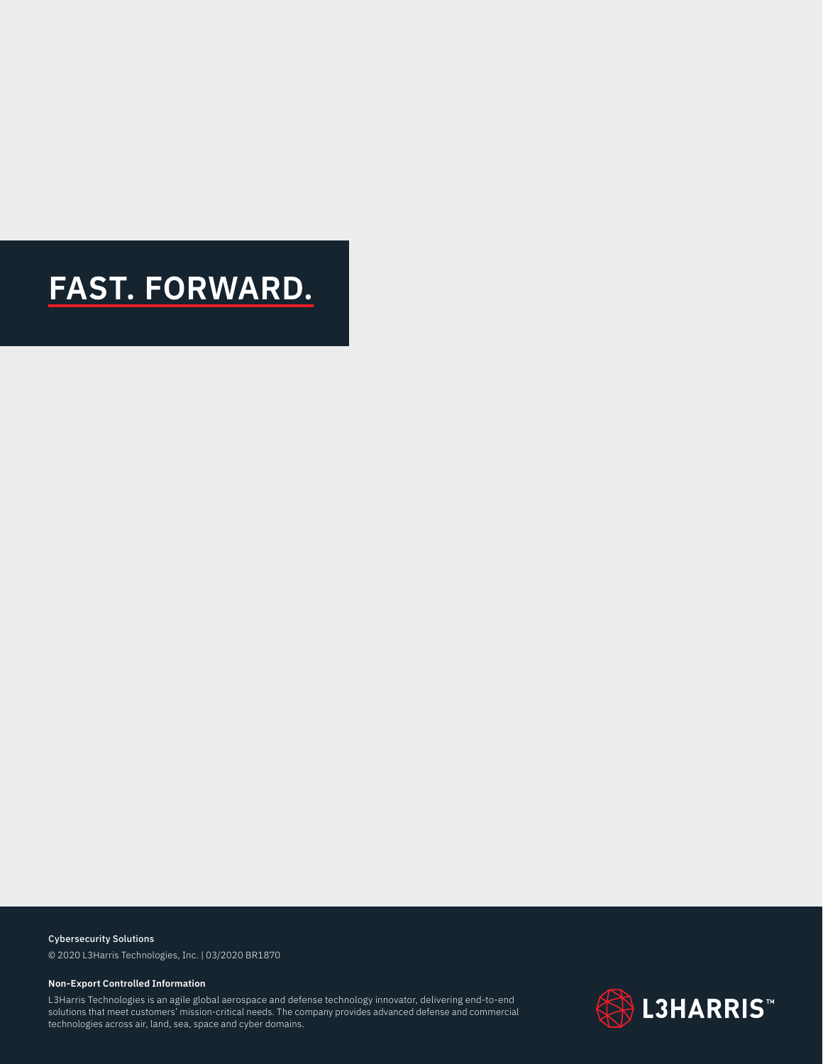# FAST. FORWARD.

**Cybersecurity Solutions**

© 2020 L3Harris Technologies, Inc. | 03/2020 BR1870

**Non-Export Controlled Information**

L3Harris Technologies is an agile global aerospace and defense technology innovator, delivering end-to-end solutions that meet customers' mission-critical needs. The company provides advanced defense and commercial technologies across air, land, sea, space and cyber domains.

L3HARRIS™